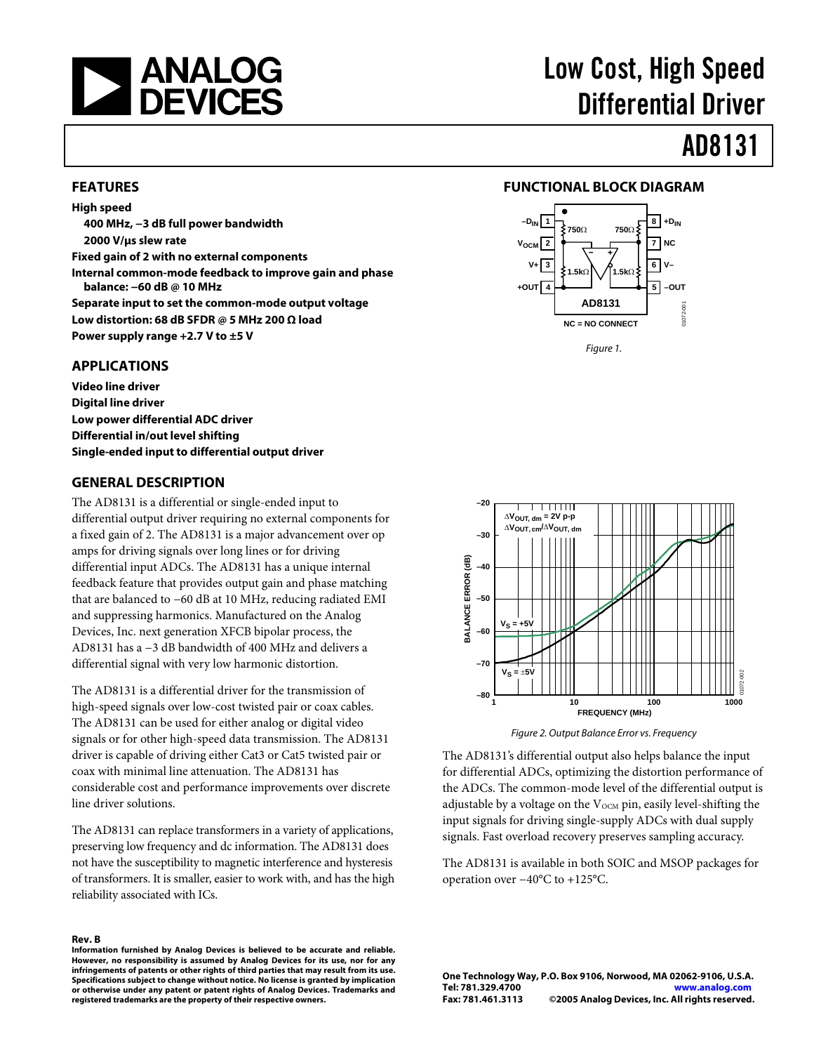# Low Cost, High Speed Differential Driver

# AD8131

## FEATURES

**High speed**

- **400 MHz, −3 dB full power bandwidth**
- **2000 V/μs slew rate**

**Fixed gain of 2 with no external components**

**Internal common-mode feedback to improve gain and phase balance: −60 dB @ 10 MHz**

**Separate input to set the common-mode output voltage**

**Low distortion: 68 dB SFDR @ 5 MHz 200 Ω load**

**Power supply range +2.7 V to ±5 V**

## APPLICATIONS

**Video line driver**

**Digital line driver**

**Low power differential ADC driver**

**Differential in/out level shifting**

**Single-ended input to differential output driver**

## FUNCTIONAL BLOCK DIAGRAM

Figure 1.

## GENERAL DESCRIPTION

The AD8131 is a differential or single-ended input to differential output driver requiring no external components for a fixed gain of 2. The AD8131 is a major advancement over op amps for driving signals over long lines or for driving differential input ADCs. The AD8131 has a unique internal feedback feature that provides output gain and phase matching that are balanced to −60 dB at 10 MHz, reducing radiated EMI and suppressing harmonics. Manufactured on the Analog Devices, Inc. next generation XFCB bipolar process, the AD8131 has a −3 dB bandwidth of 400 MHz and delivers a differential signal with very low harmonic distortion.

The AD8131 is a differential driver for the transmission of high-speed signals over low-cost twisted pair or coax cables. The AD8131 can be used for either analog or digital video signals or for other high-speed data transmission. The AD8131 driver is capable of driving either Cat3 or Cat5 twisted pair or coax with minimal line attenuation. The AD8131 has considerable cost and performance improvements over discrete line driver solutions.

The AD8131 can replace transformers in a variety of applications, preserving low frequency and dc information. The AD8131 does not have the susceptibility to magnetic interference and hysteresis of transformers. It is smaller, easier to work with, and has the high reliability associated with ICs.

Figure 2. Output Balance Error vs. Frequency

The AD8131's differential output also helps balance the input for differential ADCs, optimizing the distortion performance of the ADCs. The common-mode level of the differential output is adjustable by a voltage on the $V_{OCM}$ pin, easily level-shifting the input signals for driving single-supply ADCs with dual supply signals. Fast overload recovery preserves sampling accuracy.

The AD8131 is available in both SOIC and MSOP packages for operation over −40°C to +125°C.

**Rev. B**

**Information furnished by Analog Devices is believed to be accurate and reliable. However, no responsibility is assumed by Analog Devices for its use, nor for any infringements of patents or other rights of third parties that may result from its use. Specifications subject to change without notice. No license is granted by implication or otherwise under any patent or patent rights of Analog Devices. Trademarks and registered trademarks are the property of their respective owners.**

**One Technology Way, P.O. Box 9106, Norwood, MA 02062-9106, U.S.A.**
**Tel: 781.329.4700 www.analog.com**
**Fax: 781.461.3113 ©2005 Analog Devices, Inc. All rights reserved.**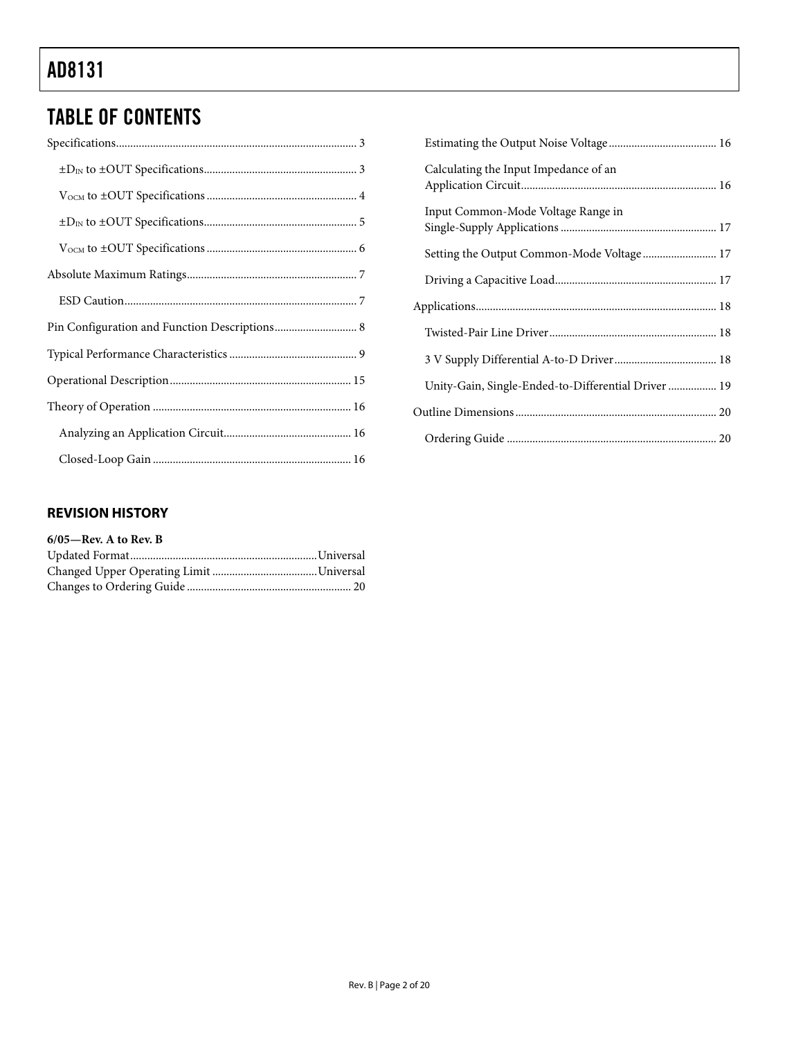## TABLE OF CONTENTS

Specifications ... 3

- ±$D_{IN}$ to ±OUT Specifications ... 3
- $V_{OCM}$ to ±OUT Specifications ... 4
- ±$D_{IN}$ to ±OUT Specifications ... 5
- $V_{OCM}$ to ±OUT Specifications ... 6

Absolute Maximum Ratings ... 7

- ESD Caution ... 7

Pin Configuration and Function Descriptions ... 8

Typical Performance Characteristics ... 9

Operational Description ... 15

Theory of Operation ... 16

- Analyzing an Application Circuit ... 16
- Closed-Loop Gain ... 16
- Estimating the Output Noise Voltage ... 16
- Calculating the Input Impedance of an Application Circuit ... 16
- Input Common-Mode Voltage Range in Single-Supply Applications ... 17
- Setting the Output Common-Mode Voltage ... 17
- Driving a Capacitive Load ... 17

Applications ... 18

- Twisted-Pair Line Driver ... 18
- 3 V Supply Differential A-to-D Driver ... 18
- Unity-Gain, Single-Ended-to-Differential Driver ... 19

Outline Dimensions ... 20

- Ordering Guide ... 20

### REVISION HISTORY

**6/05—Rev. A to Rev. B**

Updated Format ... Universal
Changed Upper Operating Limit ... Universal
Changes to Ordering Guide ... 20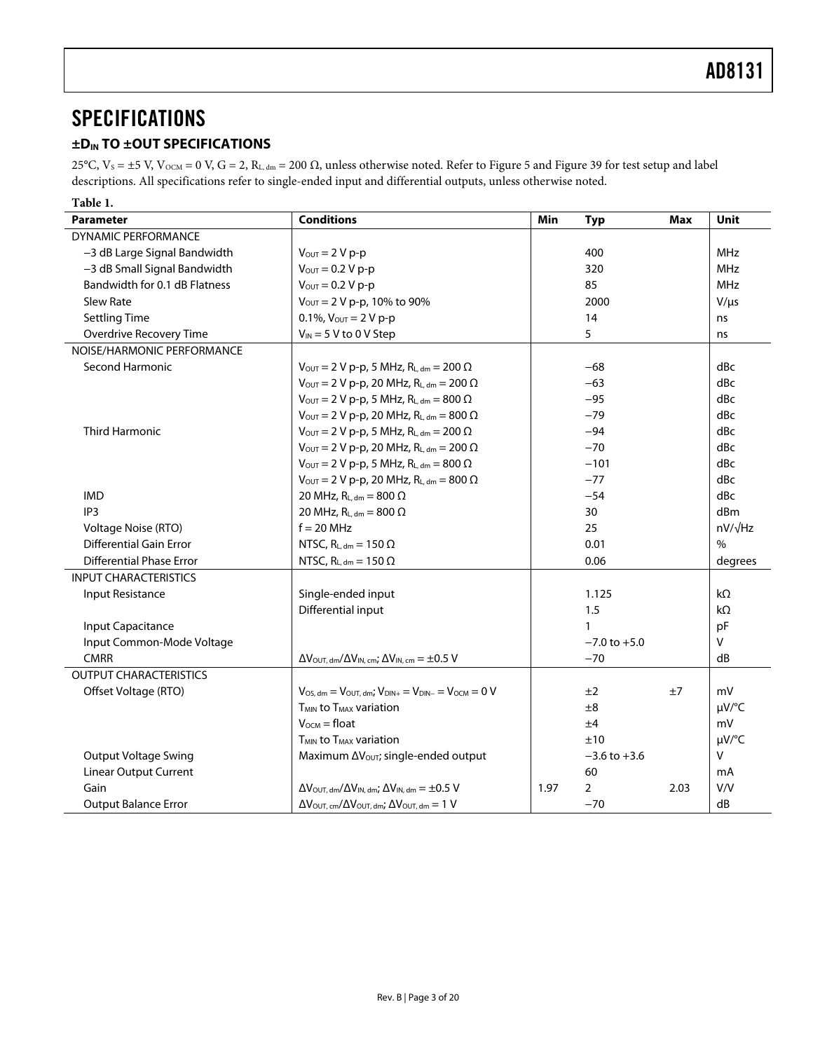# SPECIFICATIONS

## $\pm D_{IN}$ TO ±OUT SPECIFICATIONS

25°C, $V_S = \pm5$ V, $V_{OCM} = 0$ V, G = 2, $R_{L, dm} = 200\ \Omega$, unless otherwise noted. Refer to Figure 5 and Figure 39 for test setup and label descriptions. All specifications refer to single-ended input and differential outputs, unless otherwise noted.

**Table 1.**

| Parameter | Conditions | Min | Typ | Max | Unit |
|---|---|---|---|---|---|
| DYNAMIC PERFORMANCE | | | | | |
| −3 dB Large Signal Bandwidth | $V_{OUT} = 2$ V p-p | | 400 | | MHz |
| −3 dB Small Signal Bandwidth | $V_{OUT} = 0.2$ V p-p | | 320 | | MHz |
| Bandwidth for 0.1 dB Flatness | $V_{OUT} = 0.2$ V p-p | | 85 | | MHz |
| Slew Rate | $V_{OUT} = 2$ V p-p, 10% to 90% | | 2000 | | V/μs |
| Settling Time | 0.1%, $V_{OUT} = 2$ V p-p | | 14 | | ns |
| Overdrive Recovery Time | $V_{IN} = 5$ V to 0 V Step | | 5 | | ns |
| NOISE/HARMONIC PERFORMANCE | | | | | |
| Second Harmonic | $V_{OUT} = 2$ V p-p, 5 MHz, $R_{L, dm} = 200\ \Omega$ | | −68 | | dBc |
| | $V_{OUT} = 2$ V p-p, 20 MHz, $R_{L, dm} = 200\ \Omega$ | | −63 | | dBc |
| | $V_{OUT} = 2$ V p-p, 5 MHz, $R_{L, dm} = 800\ \Omega$ | | −95 | | dBc |
| | $V_{OUT} = 2$ V p-p, 20 MHz, $R_{L, dm} = 800\ \Omega$ | | −79 | | dBc |
| Third Harmonic | $V_{OUT} = 2$ V p-p, 5 MHz, $R_{L, dm} = 200\ \Omega$ | | −94 | | dBc |
| | $V_{OUT} = 2$ V p-p, 20 MHz, $R_{L, dm} = 200\ \Omega$ | | −70 | | dBc |
| | $V_{OUT} = 2$ V p-p, 5 MHz, $R_{L, dm} = 800\ \Omega$ | | −101 | | dBc |
| | $V_{OUT} = 2$ V p-p, 20 MHz, $R_{L, dm} = 800\ \Omega$ | | −77 | | dBc |
| IMD | 20 MHz, $R_{L, dm} = 800\ \Omega$ | | −54 | | dBc |
| IP3 | 20 MHz, $R_{L, dm} = 800\ \Omega$ | | 30 | | dBm |
| Voltage Noise (RTO) | f = 20 MHz | | 25 | | nV/√Hz |
| Differential Gain Error | NTSC, $R_{L, dm} = 150\ \Omega$ | | 0.01 | | % |
| Differential Phase Error | NTSC, $R_{L, dm} = 150\ \Omega$ | | 0.06 | | degrees |
| INPUT CHARACTERISTICS | | | | | |
| Input Resistance | Single-ended input | | 1.125 | | kΩ |
| | Differential input | | 1.5 | | kΩ |
| Input Capacitance | | | 1 | | pF |
| Input Common-Mode Voltage | | | −7.0 to +5.0 | | V |
| CMRR | $\Delta V_{OUT, dm}/\Delta V_{IN, cm}$; $\Delta V_{IN, cm} = \pm0.5$ V | | −70 | | dB |
| OUTPUT CHARACTERISTICS | | | | | |
| Offset Voltage (RTO) | $V_{OS, dm} = V_{OUT, dm}$; $V_{DIN+} = V_{DIN-} = V_{OCM} = 0$ V | | ±2 | ±7 | mV |
| | $T_{MIN}$ to $T_{MAX}$ variation | | ±8 | | μV/°C |
| | $V_{OCM}$ = float | | ±4 | | mV |
| | $T_{MIN}$ to $T_{MAX}$ variation | | ±10 | | μV/°C |
| Output Voltage Swing | Maximum $\Delta V_{OUT}$; single-ended output | | −3.6 to +3.6 | | V |
| Linear Output Current | | | 60 | | mA |
| Gain | $\Delta V_{OUT, dm}/\Delta V_{IN, dm}$; $\Delta V_{IN, dm} = \pm0.5$ V | 1.97 | 2 | 2.03 | V/V |
| Output Balance Error | $\Delta V_{OUT, cm}/\Delta V_{OUT, dm}$; $\Delta V_{OUT, dm} = 1$ V | | −70 | | dB |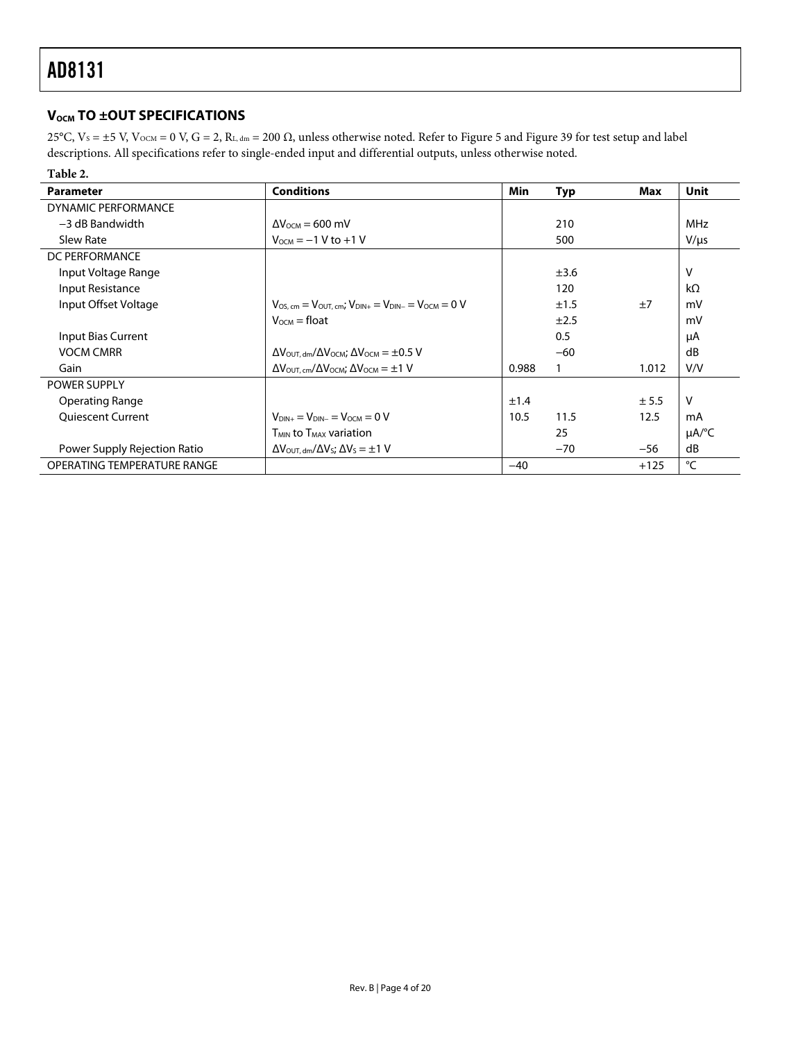## $V_{OCM}$ TO ±OUT SPECIFICATIONS

25°C, $V_S$ = ±5 V, $V_{OCM}$ = 0 V, G = 2, $R_{L,\,dm}$ = 200 Ω, unless otherwise noted. Refer to Figure 5 and Figure 39 for test setup and label descriptions. All specifications refer to single-ended input and differential outputs, unless otherwise noted.

**Table 2.**

| Parameter | Conditions | Min | Typ | Max | Unit |
|---|---|---|---|---|---|
| DYNAMIC PERFORMANCE | | | | | |
| −3 dB Bandwidth | $\Delta V_{OCM}$ = 600 mV | | 210 | | MHz |
| Slew Rate | $V_{OCM}$ = −1 V to +1 V | | 500 | | V/μs |
| DC PERFORMANCE | | | | | |
| Input Voltage Range | | | ±3.6 | | V |
| Input Resistance | | | 120 | | kΩ |
| Input Offset Voltage | $V_{OS,\,cm} = V_{OUT,\,cm}$; $V_{DIN+} = V_{DIN-} = V_{OCM}$ = 0 V | | ±1.5 | ±7 | mV |
| | $V_{OCM}$ = float | | ±2.5 | | mV |
| Input Bias Current | | | 0.5 | | μA |
| VOCM CMRR | $\Delta V_{OUT,\,dm}/\Delta V_{OCM}$; $\Delta V_{OCM}$ = ±0.5 V | | −60 | | dB |
| Gain | $\Delta V_{OUT,\,cm}/\Delta V_{OCM}$; $\Delta V_{OCM}$ = ±1 V | 0.988 | 1 | 1.012 | V/V |
| POWER SUPPLY | | | | | |
| Operating Range | | ±1.4 | | ± 5.5 | V |
| Quiescent Current | $V_{DIN+} = V_{DIN-} = V_{OCM}$ = 0 V | 10.5 | 11.5 | 12.5 | mA |
| | $T_{MIN}$ to $T_{MAX}$ variation | | 25 | | μA/°C |
| Power Supply Rejection Ratio | $\Delta V_{OUT,\,dm}/\Delta V_S$; $\Delta V_S$ = ±1 V | | −70 | −56 | dB |
| OPERATING TEMPERATURE RANGE | | −40 | | +125 | °C |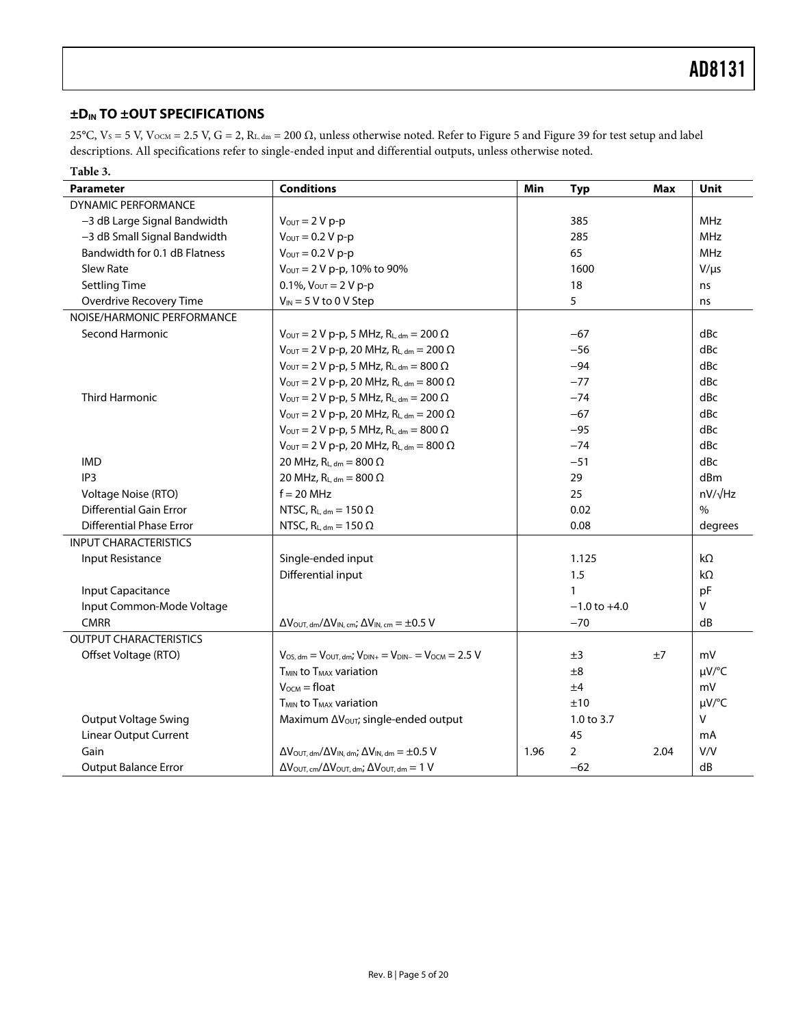## ±$D_{IN}$ TO ±OUT SPECIFICATIONS

25°C, $V_S$ = 5 V, $V_{OCM}$ = 2.5 V, G = 2, $R_{L,dm}$ = 200 Ω, unless otherwise noted. Refer to Figure 5 and Figure 39 for test setup and label descriptions. All specifications refer to single-ended input and differential outputs, unless otherwise noted.

**Table 3.**

| Parameter | Conditions | Min | Typ | Max | Unit |
|---|---|---|---|---|---|
| DYNAMIC PERFORMANCE | | | | | |
| −3 dB Large Signal Bandwidth | $V_{OUT}$ = 2 V p-p | | 385 | | MHz |
| −3 dB Small Signal Bandwidth | $V_{OUT}$ = 0.2 V p-p | | 285 | | MHz |
| Bandwidth for 0.1 dB Flatness | $V_{OUT}$ = 0.2 V p-p | | 65 | | MHz |
| Slew Rate | $V_{OUT}$ = 2 V p-p, 10% to 90% | | 1600 | | V/μs |
| Settling Time | 0.1%, $V_{OUT}$ = 2 V p-p | | 18 | | ns |
| Overdrive Recovery Time | $V_{IN}$ = 5 V to 0 V Step | | 5 | | ns |
| NOISE/HARMONIC PERFORMANCE | | | | | |
| Second Harmonic | $V_{OUT}$ = 2 V p-p, 5 MHz, $R_{L,dm}$ = 200 Ω | | −67 | | dBc |
| | $V_{OUT}$ = 2 V p-p, 20 MHz, $R_{L,dm}$ = 200 Ω | | −56 | | dBc |
| | $V_{OUT}$ = 2 V p-p, 5 MHz, $R_{L,dm}$ = 800 Ω | | −94 | | dBc |
| | $V_{OUT}$ = 2 V p-p, 20 MHz, $R_{L,dm}$ = 800 Ω | | −77 | | dBc |
| Third Harmonic | $V_{OUT}$ = 2 V p-p, 5 MHz, $R_{L,dm}$ = 200 Ω | | −74 | | dBc |
| | $V_{OUT}$ = 2 V p-p, 20 MHz, $R_{L,dm}$ = 200 Ω | | −67 | | dBc |
| | $V_{OUT}$ = 2 V p-p, 5 MHz, $R_{L,dm}$ = 800 Ω | | −95 | | dBc |
| | $V_{OUT}$ = 2 V p-p, 20 MHz, $R_{L,dm}$ = 800 Ω | | −74 | | dBc |
| IMD | 20 MHz, $R_{L,dm}$ = 800 Ω | | −51 | | dBc |
| IP3 | 20 MHz, $R_{L,dm}$ = 800 Ω | | 29 | | dBm |
| Voltage Noise (RTO) | f = 20 MHz | | 25 | | nV/√Hz |
| Differential Gain Error | NTSC, $R_{L,dm}$ = 150 Ω | | 0.02 | | % |
| Differential Phase Error | NTSC, $R_{L,dm}$ = 150 Ω | | 0.08 | | degrees |
| INPUT CHARACTERISTICS | | | | | |
| Input Resistance | Single-ended input | | 1.125 | | kΩ |
| | Differential input | | 1.5 | | kΩ |
| Input Capacitance | | | 1 | | pF |
| Input Common-Mode Voltage | | | −1.0 to +4.0 | | V |
| CMRR | $\Delta V_{OUT,dm}/\Delta V_{IN,cm}$; $\Delta V_{IN,cm}$ = ±0.5 V | | −70 | | dB |
| OUTPUT CHARACTERISTICS | | | | | |
| Offset Voltage (RTO) | $V_{OS,dm} = V_{OUT,dm}$; $V_{DIN+} = V_{DIN-} = V_{OCM}$ = 2.5 V | | ±3 | ±7 | mV |
| | $T_{MIN}$ to $T_{MAX}$ variation | | ±8 | | μV/°C |
| | $V_{OCM}$ = float | | ±4 | | mV |
| | $T_{MIN}$ to $T_{MAX}$ variation | | ±10 | | μV/°C |
| Output Voltage Swing | Maximum $\Delta V_{OUT}$; single-ended output | | 1.0 to 3.7 | | V |
| Linear Output Current | | | 45 | | mA |
| Gain | $\Delta V_{OUT,dm}/\Delta V_{IN,dm}$; $\Delta V_{IN,dm}$ = ±0.5 V | 1.96 | 2 | 2.04 | V/V |
| Output Balance Error | $\Delta V_{OUT,cm}/\Delta V_{OUT,dm}$; $\Delta V_{OUT,dm}$ = 1 V | | −62 | | dB |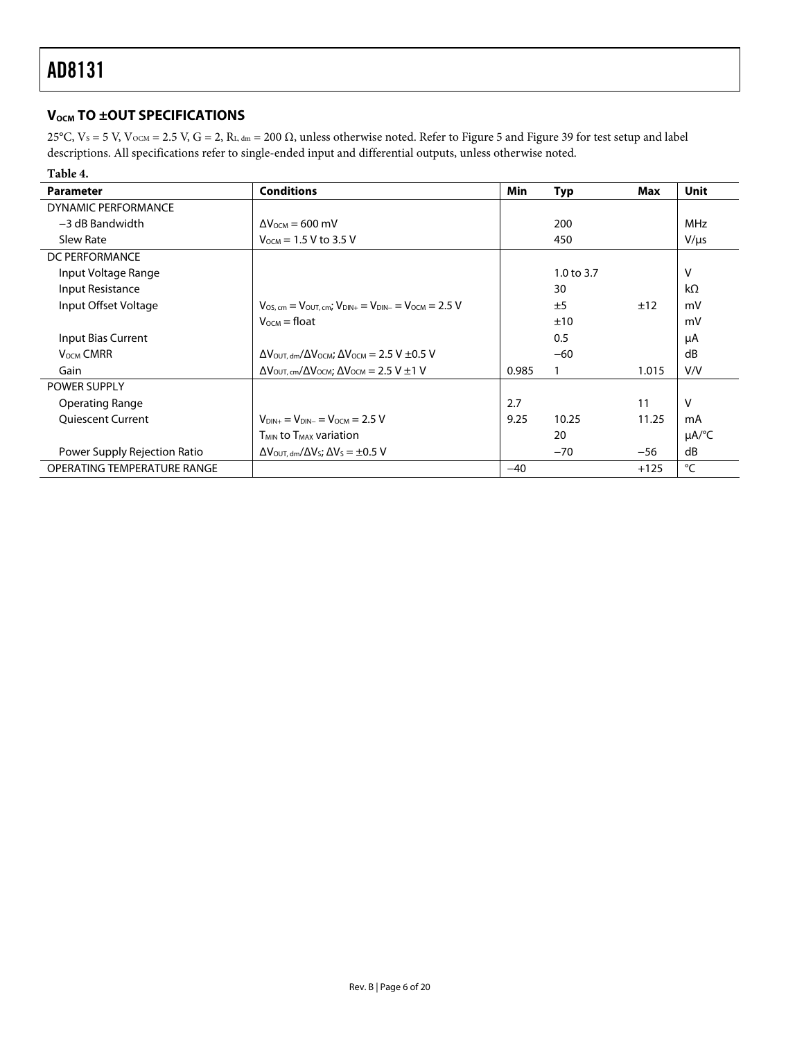## $V_{OCM}$ TO ±OUT SPECIFICATIONS

25°C, $V_S$ = 5 V, $V_{OCM}$ = 2.5 V, G = 2, $R_{L, dm}$ = 200 Ω, unless otherwise noted. Refer to Figure 5 and Figure 39 for test setup and label descriptions. All specifications refer to single-ended input and differential outputs, unless otherwise noted.

**Table 4.**

| Parameter | Conditions | Min | Typ | Max | Unit |
|---|---|---|---|---|---|
| DYNAMIC PERFORMANCE | | | | | |
| −3 dB Bandwidth | $\Delta V_{OCM}$ = 600 mV | | 200 | | MHz |
| Slew Rate | $V_{OCM}$ = 1.5 V to 3.5 V | | 450 | | V/μs |
| DC PERFORMANCE | | | | | |
| Input Voltage Range | | | 1.0 to 3.7 | | V |
| Input Resistance | | | 30 | | kΩ |
| Input Offset Voltage | $V_{OS, cm} = V_{OUT, cm}$; $V_{DIN+} = V_{DIN-} = V_{OCM}$ = 2.5 V | | ±5 | ±12 | mV |
| | $V_{OCM}$ = float | | ±10 | | mV |
| Input Bias Current | | | 0.5 | | μA |
| $V_{OCM}$ CMRR | $\Delta V_{OUT, dm}/\Delta V_{OCM}$; $\Delta V_{OCM}$ = 2.5 V ±0.5 V | | −60 | | dB |
| Gain | $\Delta V_{OUT, cm}/\Delta V_{OCM}$; $\Delta V_{OCM}$ = 2.5 V ±1 V | 0.985 | 1 | 1.015 | V/V |
| POWER SUPPLY | | | | | |
| Operating Range | | 2.7 | | 11 | V |
| Quiescent Current | $V_{DIN+} = V_{DIN-} = V_{OCM}$ = 2.5 V | 9.25 | 10.25 | 11.25 | mA |
| | $T_{MIN}$ to $T_{MAX}$ variation | | 20 | | μA/°C |
| Power Supply Rejection Ratio | $\Delta V_{OUT, dm}/\Delta V_S$; $\Delta V_S$ = ±0.5 V | | −70 | −56 | dB |
| OPERATING TEMPERATURE RANGE | | −40 | | +125 | °C |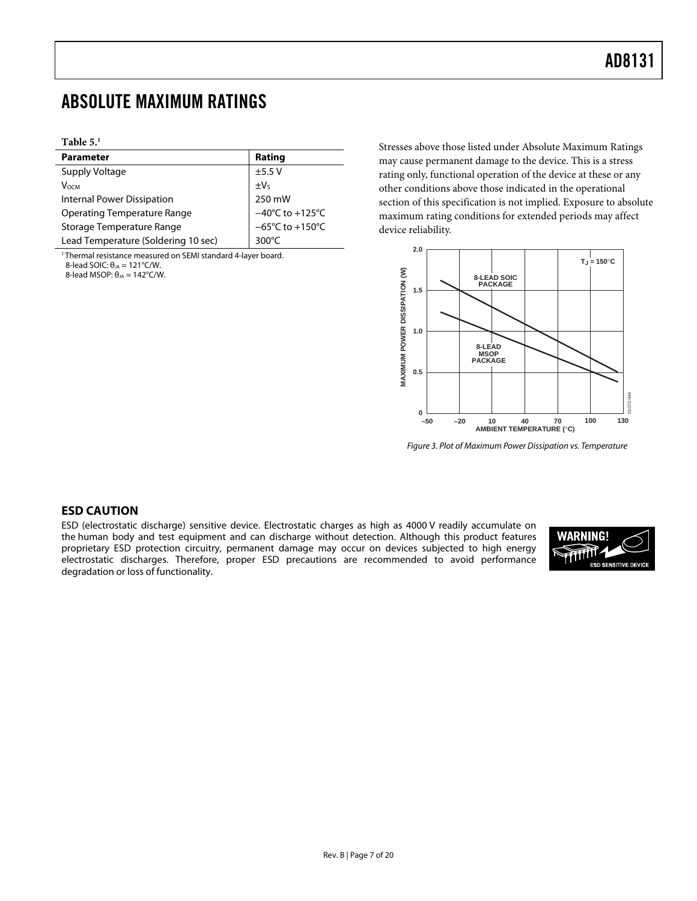# ABSOLUTE MAXIMUM RATINGS

**Table 5.**[1]

| Parameter | Rating |
|---|---|
| Supply Voltage | ±5.5 V |
| $V_{OCM}$ | $\pm V_S$ |
| Internal Power Dissipation | 250 mW |
| Operating Temperature Range | −40°C to +125°C |
| Storage Temperature Range | −65°C to +150°C |
| Lead Temperature (Soldering 10 sec) | 300°C |

[1] Thermal resistance measured on SEMI standard 4-layer board.
8-lead SOIC: $\theta_{JA}$ = 121°C/W.
8-lead MSOP: $\theta_{JA}$ = 142°C/W.

Stresses above those listed under Absolute Maximum Ratings may cause permanent damage to the device. This is a stress rating only, functional operation of the device at these or any other conditions above those indicated in the operational section of this specification is not implied. Exposure to absolute maximum rating conditions for extended periods may affect device reliability.

*Figure 3. Plot of Maximum Power Dissipation vs. Temperature*

## ESD CAUTION

ESD (electrostatic discharge) sensitive device. Electrostatic charges as high as 4000 V readily accumulate on the human body and test equipment and can discharge without detection. Although this product features proprietary ESD protection circuitry, permanent damage may occur on devices subjected to high energy electrostatic discharges. Therefore, proper ESD precautions are recommended to avoid performance degradation or loss of functionality.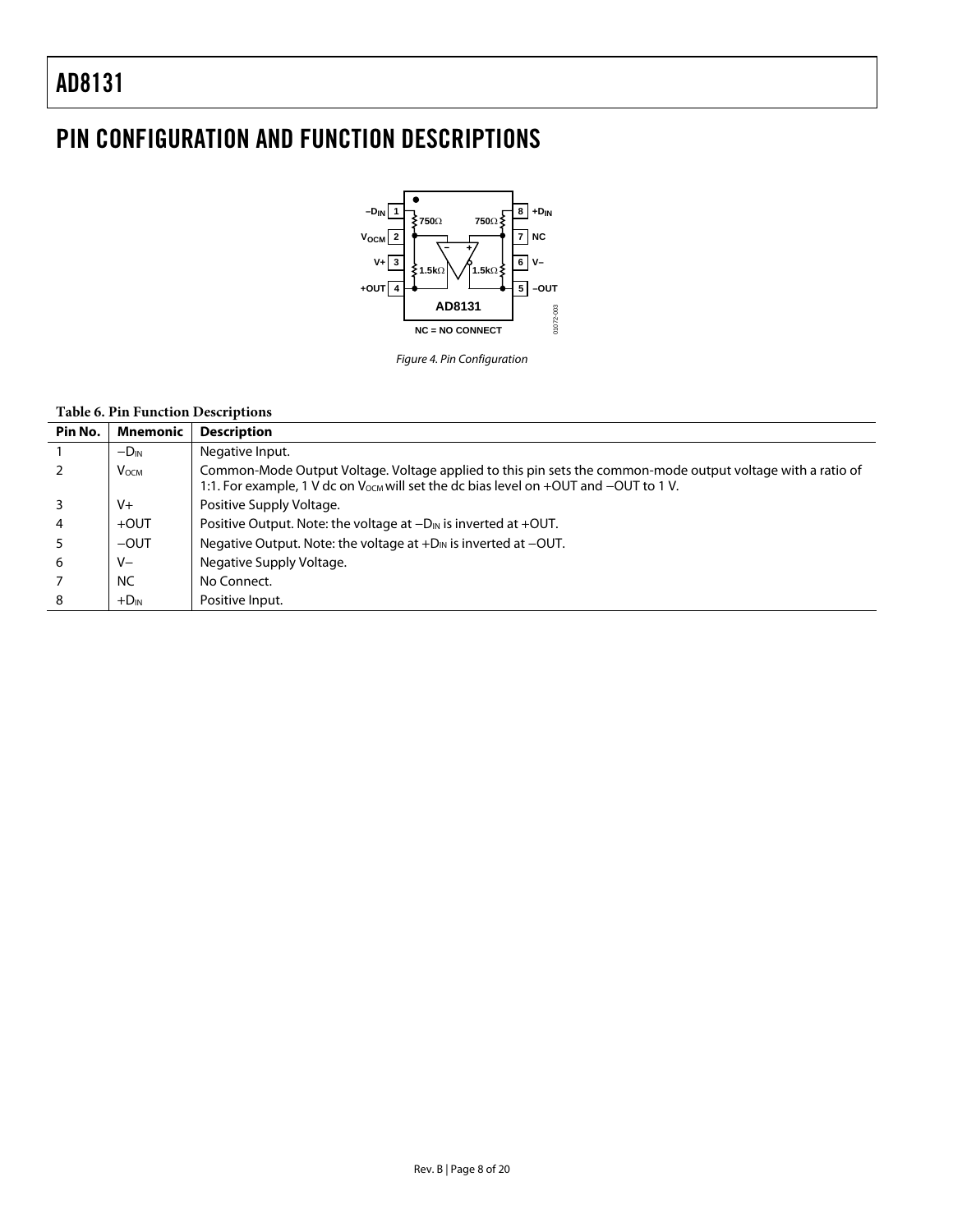## PIN CONFIGURATION AND FUNCTION DESCRIPTIONS

Figure 4. Pin Configuration

**Table 6. Pin Function Descriptions**

| Pin No. | Mnemonic | Description |
|---|---|---|
| 1 | $-D_{IN}$ | Negative Input. |
| 2 | $V_{OCM}$ | Common-Mode Output Voltage. Voltage applied to this pin sets the common-mode output voltage with a ratio of 1:1. For example, 1 V dc on $V_{OCM}$ will set the dc bias level on +OUT and −OUT to 1 V. |
| 3 | V+ | Positive Supply Voltage. |
| 4 | +OUT | Positive Output. Note: the voltage at $-D_{IN}$ is inverted at +OUT. |
| 5 | −OUT | Negative Output. Note: the voltage at $+D_{IN}$ is inverted at −OUT. |
| 6 | V− | Negative Supply Voltage. |
| 7 | NC | No Connect. |
| 8 | $+D_{IN}$ | Positive Input. |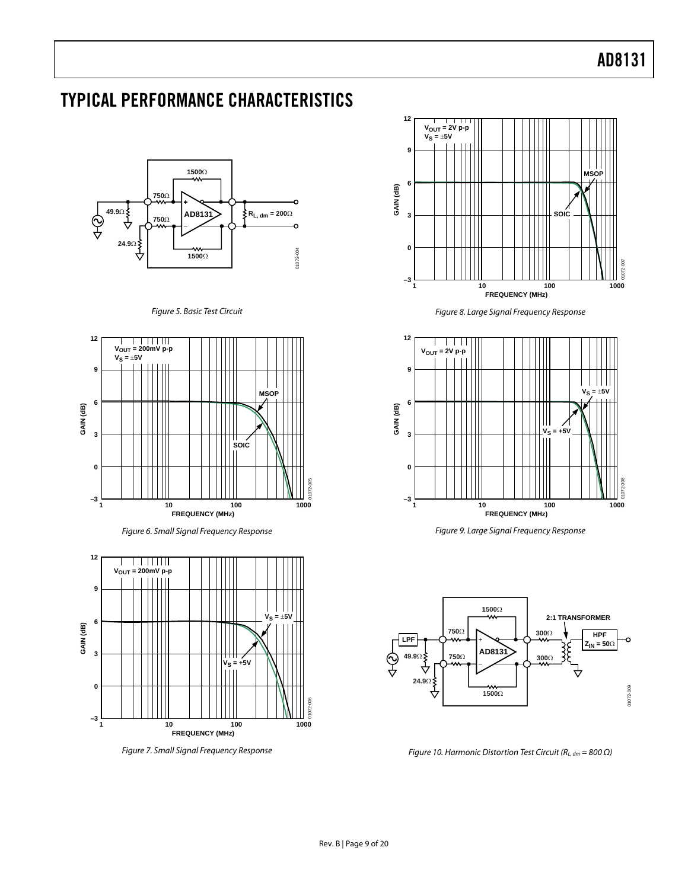## TYPICAL PERFORMANCE CHARACTERISTICS

*Figure 5. Basic Test Circuit*

*Figure 6. Small Signal Frequency Response*

*Figure 7. Small Signal Frequency Response*

*Figure 8. Large Signal Frequency Response*

*Figure 9. Large Signal Frequency Response*

*Figure 10. Harmonic Distortion Test Circuit ($R_{L, dm}$ = 800 Ω)*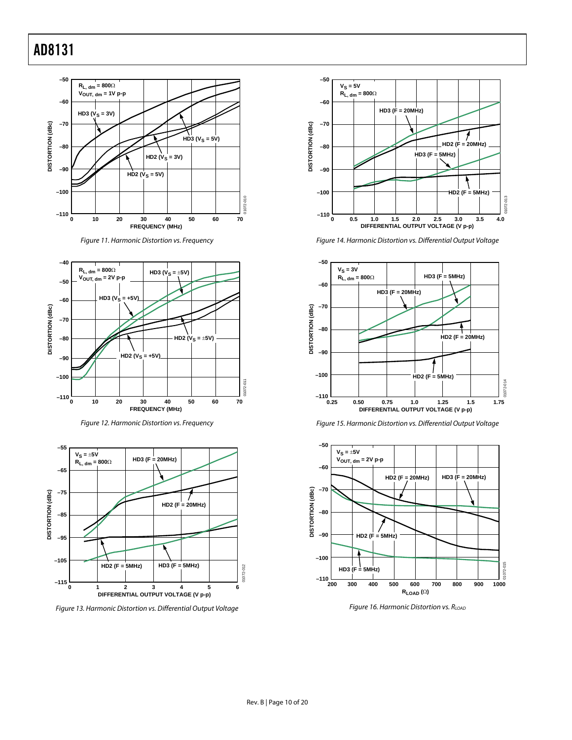Figure 11. Harmonic Distortion vs. Frequency

Figure 12. Harmonic Distortion vs. Frequency

Figure 13. Harmonic Distortion vs. Differential Output Voltage

Figure 14. Harmonic Distortion vs. Differential Output Voltage

Figure 15. Harmonic Distortion vs. Differential Output Voltage

Figure 16. Harmonic Distortion vs. $R_{LOAD}$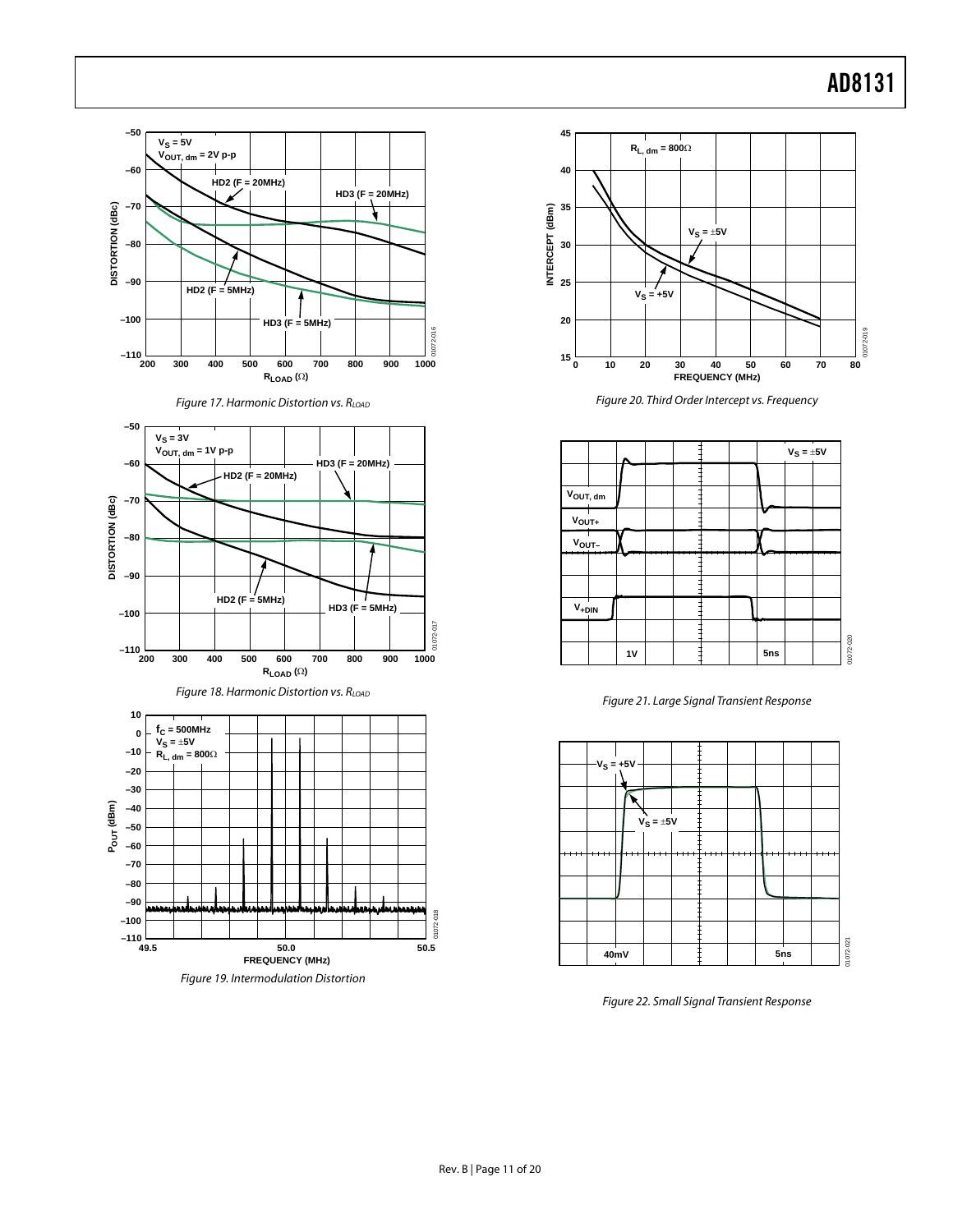Figure 17. Harmonic Distortion vs. $R_{LOAD}$

Figure 18. Harmonic Distortion vs. $R_{LOAD}$

Figure 19. Intermodulation Distortion

Figure 20. Third Order Intercept vs. Frequency

Figure 21. Large Signal Transient Response

Figure 22. Small Signal Transient Response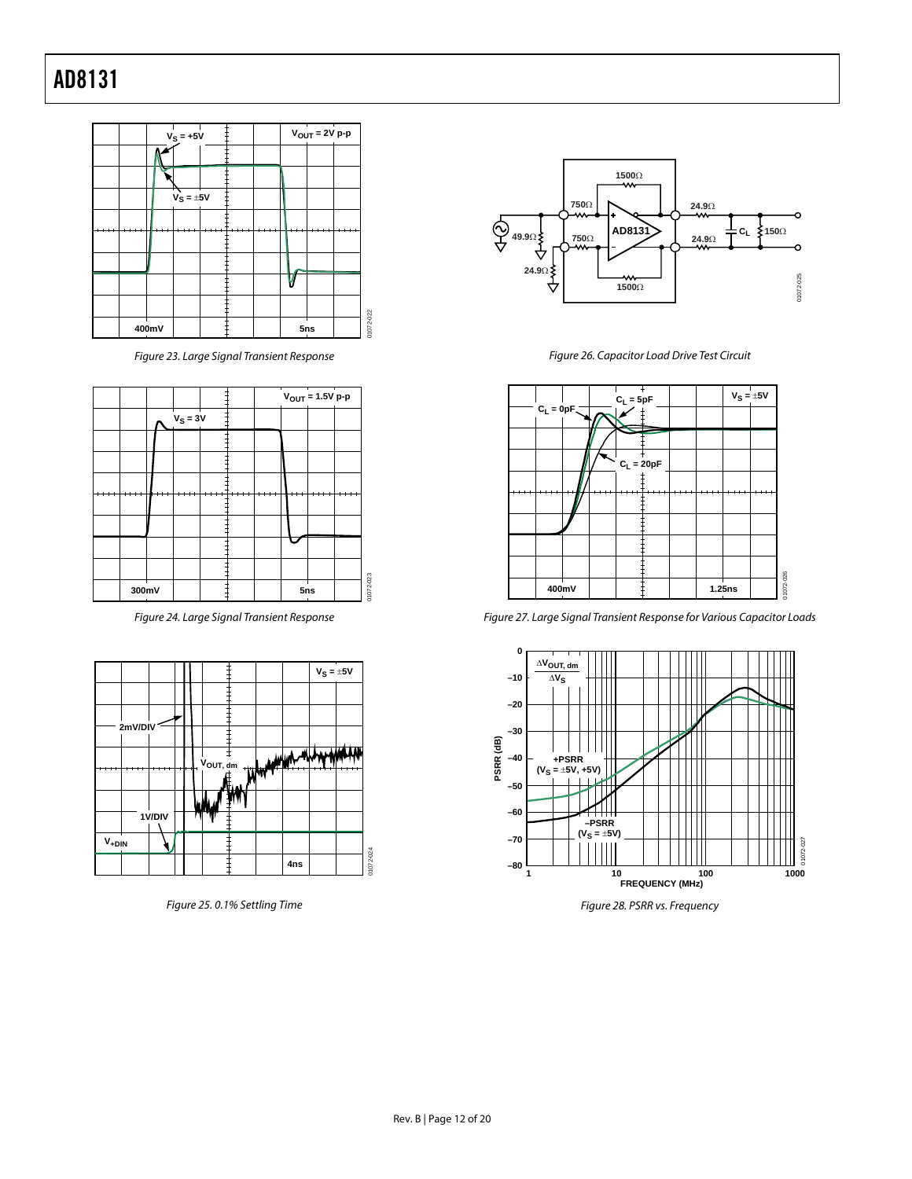Figure 23. Large Signal Transient Response

Figure 24. Large Signal Transient Response

Figure 25. 0.1% Settling Time

Figure 26. Capacitor Load Drive Test Circuit

Figure 27. Large Signal Transient Response for Various Capacitor Loads

Figure 28. PSRR vs. Frequency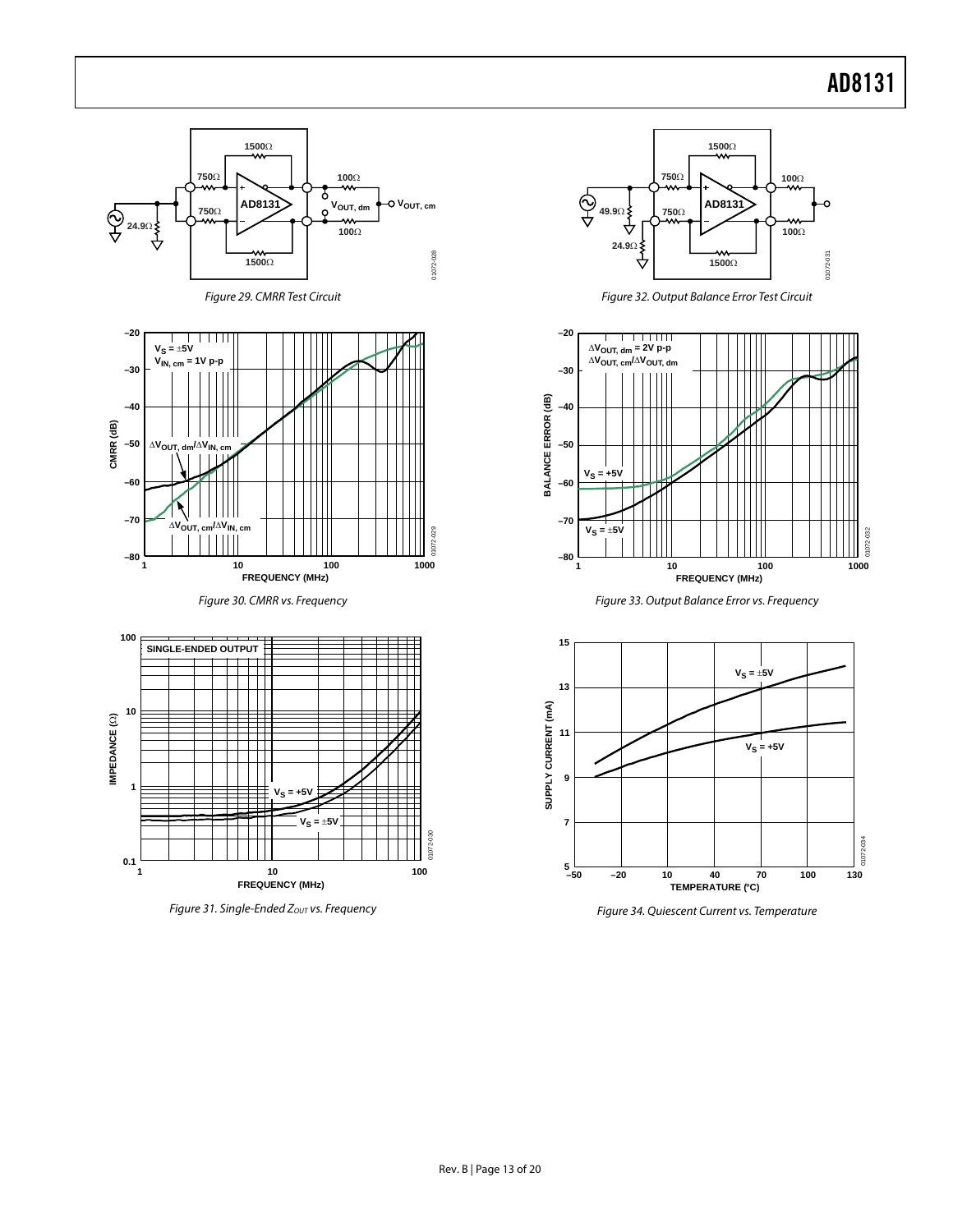Figure 29. CMRR Test Circuit

Figure 30. CMRR vs. Frequency

Figure 31. Single-Ended $Z_{OUT}$ vs. Frequency

Figure 32. Output Balance Error Test Circuit

Figure 33. Output Balance Error vs. Frequency

Figure 34. Quiescent Current vs. Temperature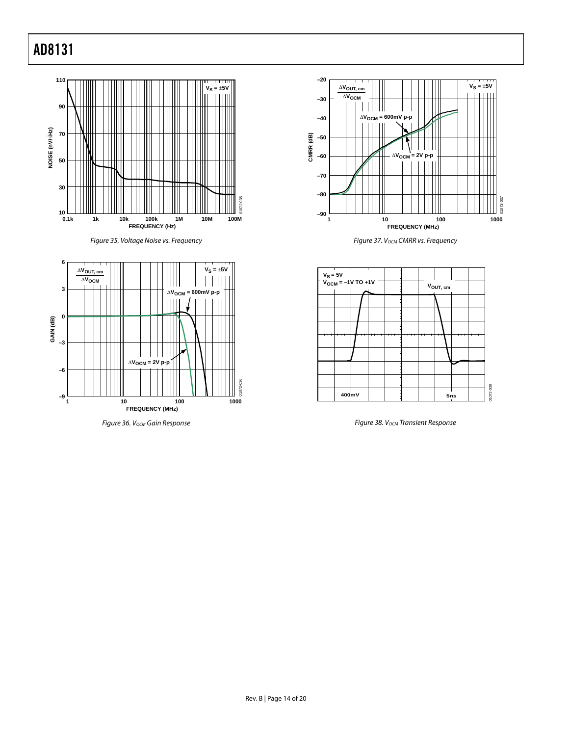Figure 35. Voltage Noise vs. Frequency

Figure 36. $V_{OCM}$ Gain Response

Figure 37. $V_{OCM}$ CMRR vs. Frequency

Figure 38. $V_{OCM}$ Transient Response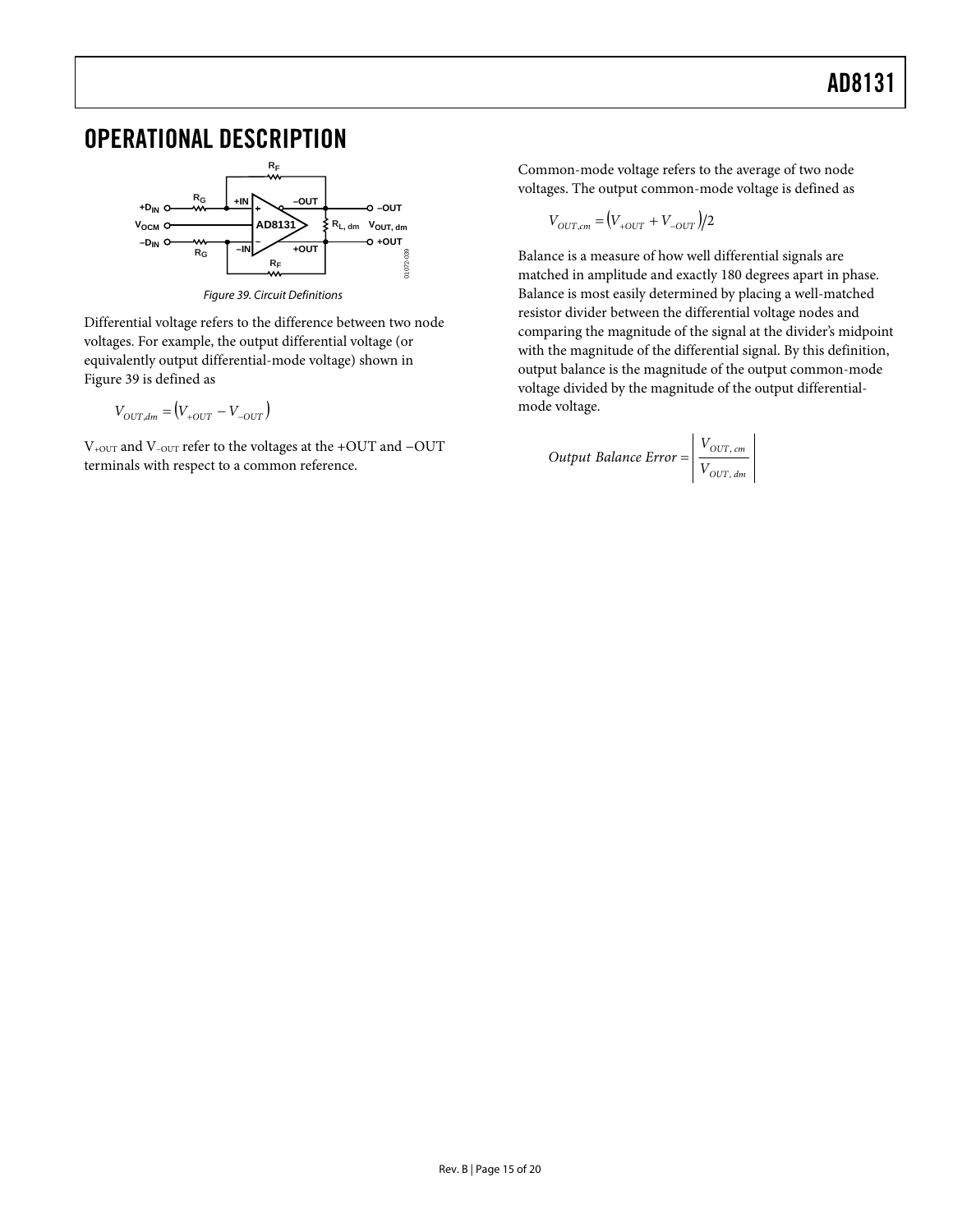# OPERATIONAL DESCRIPTION

Figure 39. Circuit Definitions

Differential voltage refers to the difference between two node voltages. For example, the output differential voltage (or equivalently output differential-mode voltage) shown in Figure 39 is defined as

$$V_{OUT,dm} = (V_{+OUT} - V_{-OUT})$$

$V_{+OUT}$ and $V_{-OUT}$ refer to the voltages at the +OUT and −OUT terminals with respect to a common reference.

Common-mode voltage refers to the average of two node voltages. The output common-mode voltage is defined as

$$V_{OUT,cm} = (V_{+OUT} + V_{-OUT})/2$$

Balance is a measure of how well differential signals are matched in amplitude and exactly 180 degrees apart in phase. Balance is most easily determined by placing a well-matched resistor divider between the differential voltage nodes and comparing the magnitude of the signal at the divider's midpoint with the magnitude of the differential signal. By this definition, output balance is the magnitude of the output common-mode voltage divided by the magnitude of the output differential-mode voltage.

$$Output\ Balance\ Error = \left| \frac{V_{OUT,\,cm}}{V_{OUT,\,dm}} \right|$$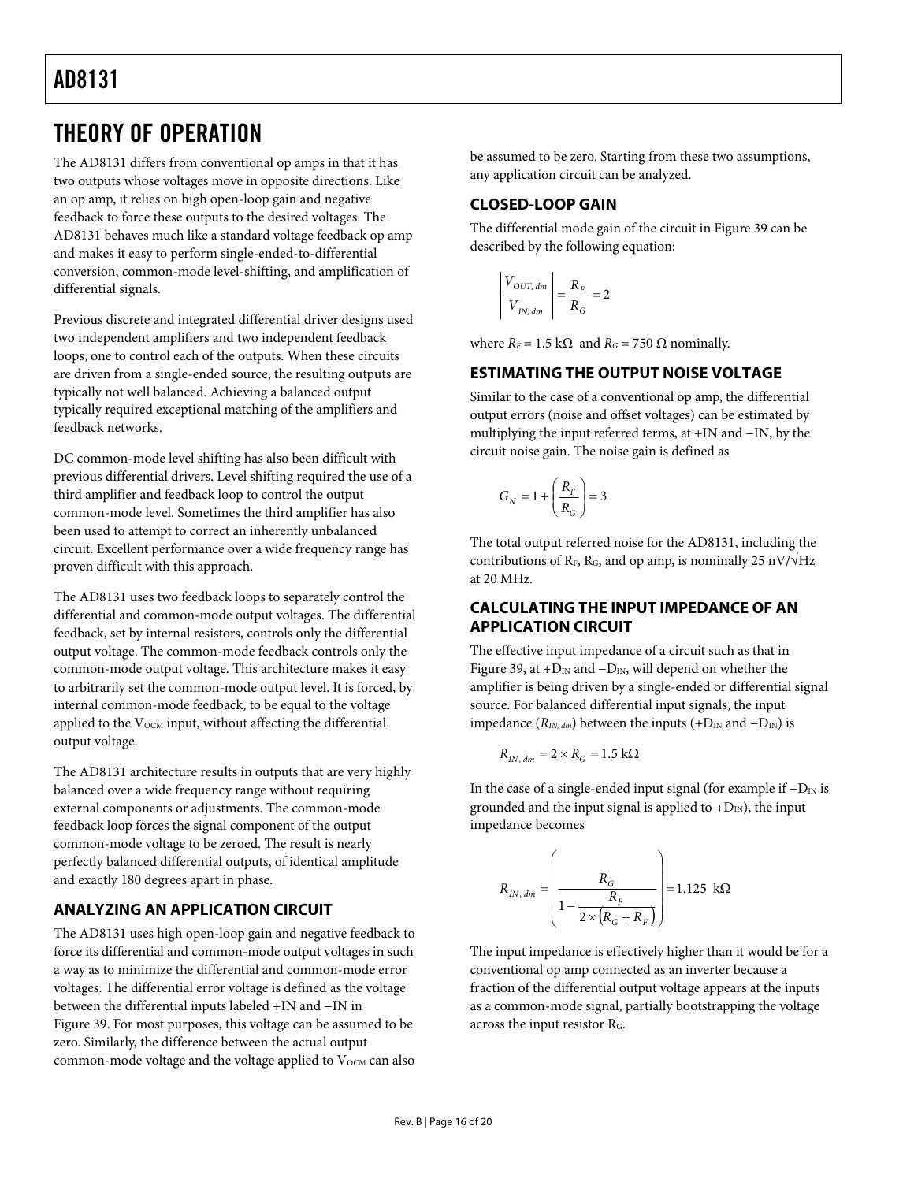# THEORY OF OPERATION

The AD8131 differs from conventional op amps in that it has two outputs whose voltages move in opposite directions. Like an op amp, it relies on high open-loop gain and negative feedback to force these outputs to the desired voltages. The AD8131 behaves much like a standard voltage feedback op amp and makes it easy to perform single-ended-to-differential conversion, common-mode level-shifting, and amplification of differential signals.

Previous discrete and integrated differential driver designs used two independent amplifiers and two independent feedback loops, one to control each of the outputs. When these circuits are driven from a single-ended source, the resulting outputs are typically not well balanced. Achieving a balanced output typically required exceptional matching of the amplifiers and feedback networks.

DC common-mode level shifting has also been difficult with previous differential drivers. Level shifting required the use of a third amplifier and feedback loop to control the output common-mode level. Sometimes the third amplifier has also been used to attempt to correct an inherently unbalanced circuit. Excellent performance over a wide frequency range has proven difficult with this approach.

The AD8131 uses two feedback loops to separately control the differential and common-mode output voltages. The differential feedback, set by internal resistors, controls only the differential output voltage. The common-mode feedback controls only the common-mode output voltage. This architecture makes it easy to arbitrarily set the common-mode output level. It is forced, by internal common-mode feedback, to be equal to the voltage applied to the $V_{OCM}$ input, without affecting the differential output voltage.

The AD8131 architecture results in outputs that are very highly balanced over a wide frequency range without requiring external components or adjustments. The common-mode feedback loop forces the signal component of the output common-mode voltage to be zeroed. The result is nearly perfectly balanced differential outputs, of identical amplitude and exactly 180 degrees apart in phase.

## ANALYZING AN APPLICATION CIRCUIT

The AD8131 uses high open-loop gain and negative feedback to force its differential and common-mode output voltages in such a way as to minimize the differential and common-mode error voltages. The differential error voltage is defined as the voltage between the differential inputs labeled +IN and −IN in Figure 39. For most purposes, this voltage can be assumed to be zero. Similarly, the difference between the actual output common-mode voltage and the voltage applied to $V_{OCM}$ can also be assumed to be zero. Starting from these two assumptions, any application circuit can be analyzed.

## CLOSED-LOOP GAIN

The differential mode gain of the circuit in Figure 39 can be described by the following equation:

$$\left| \frac{V_{OUT,\,dm}}{V_{IN,\,dm}} \right| = \frac{R_F}{R_G} = 2$$

where $R_F = 1.5\ \text{k}\Omega$ and $R_G = 750\ \Omega$ nominally.

## ESTIMATING THE OUTPUT NOISE VOLTAGE

Similar to the case of a conventional op amp, the differential output errors (noise and offset voltages) can be estimated by multiplying the input referred terms, at +IN and −IN, by the circuit noise gain. The noise gain is defined as

$$G_N = 1 + \left( \frac{R_F}{R_G} \right) = 3$$

The total output referred noise for the AD8131, including the contributions of $R_F$, $R_G$, and op amp, is nominally 25 nV/√Hz at 20 MHz.

## CALCULATING THE INPUT IMPEDANCE OF AN APPLICATION CIRCUIT

The effective input impedance of a circuit such as that in Figure 39, at $+D_{IN}$ and $-D_{IN}$, will depend on whether the amplifier is being driven by a single-ended or differential signal source. For balanced differential input signals, the input impedance ($R_{IN,\,dm}$) between the inputs ($+D_{IN}$ and $-D_{IN}$) is

$$R_{IN,\,dm} = 2 \times R_G = 1.5\ \text{k}\Omega$$

In the case of a single-ended input signal (for example if $-D_{IN}$ is grounded and the input signal is applied to $+D_{IN}$), the input impedance becomes

$$R_{IN,\,dm} = \left( \frac{R_G}{1 - \dfrac{R_F}{2 \times (R_G + R_F)}} \right) = 1.125\ \text{k}\Omega$$

The input impedance is effectively higher than it would be for a conventional op amp connected as an inverter because a fraction of the differential output voltage appears at the inputs as a common-mode signal, partially bootstrapping the voltage across the input resistor $R_G$.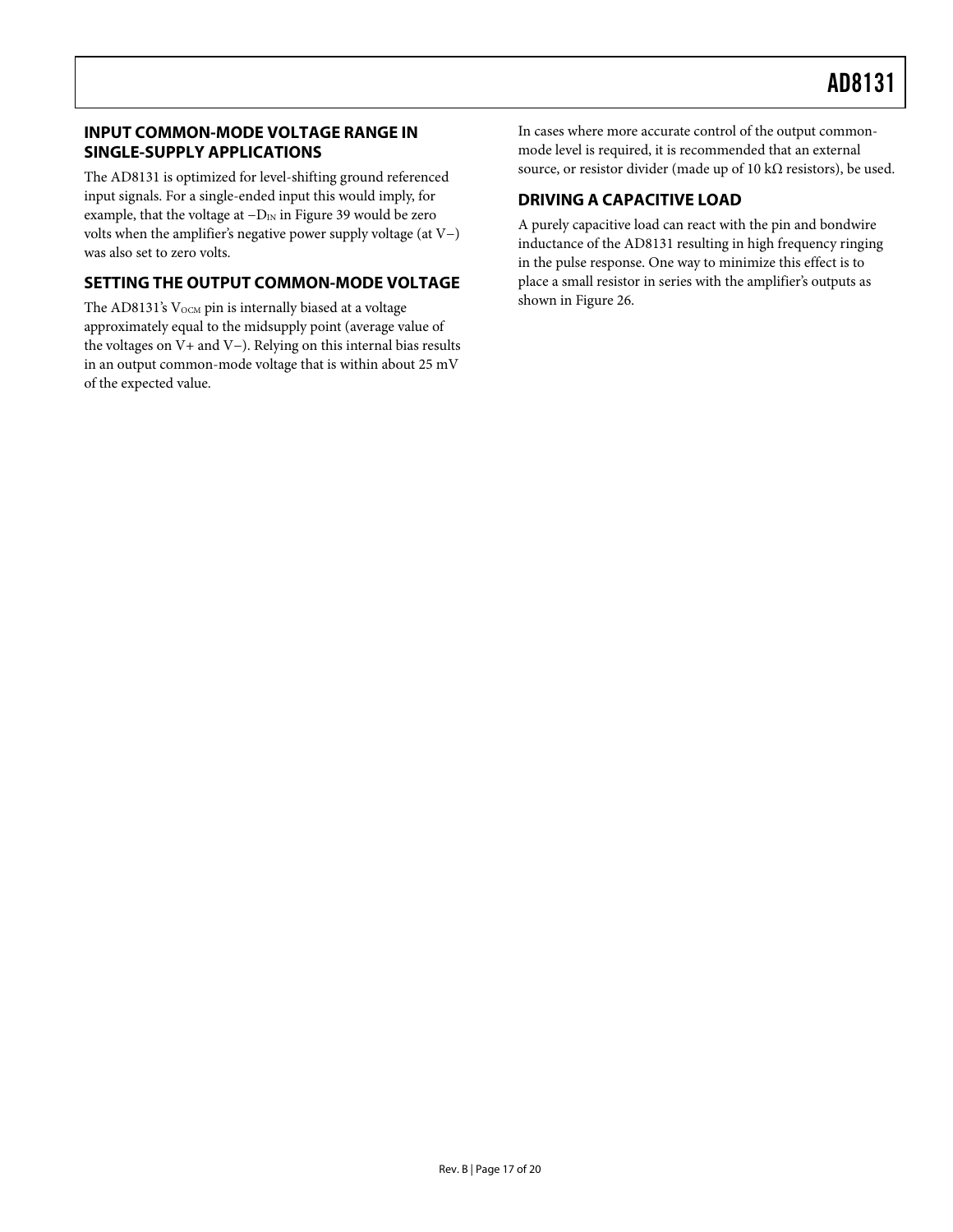## INPUT COMMON-MODE VOLTAGE RANGE IN SINGLE-SUPPLY APPLICATIONS

The AD8131 is optimized for level-shifting ground referenced input signals. For a single-ended input this would imply, for example, that the voltage at $-D_{IN}$ in Figure 39 would be zero volts when the amplifier's negative power supply voltage (at V−) was also set to zero volts.

## SETTING THE OUTPUT COMMON-MODE VOLTAGE

The AD8131's $V_{OCM}$ pin is internally biased at a voltage approximately equal to the midsupply point (average value of the voltages on V+ and V−). Relying on this internal bias results in an output common-mode voltage that is within about 25 mV of the expected value.

In cases where more accurate control of the output common-mode level is required, it is recommended that an external source, or resistor divider (made up of 10 kΩ resistors), be used.

## DRIVING A CAPACITIVE LOAD

A purely capacitive load can react with the pin and bondwire inductance of the AD8131 resulting in high frequency ringing in the pulse response. One way to minimize this effect is to place a small resistor in series with the amplifier's outputs as shown in Figure 26.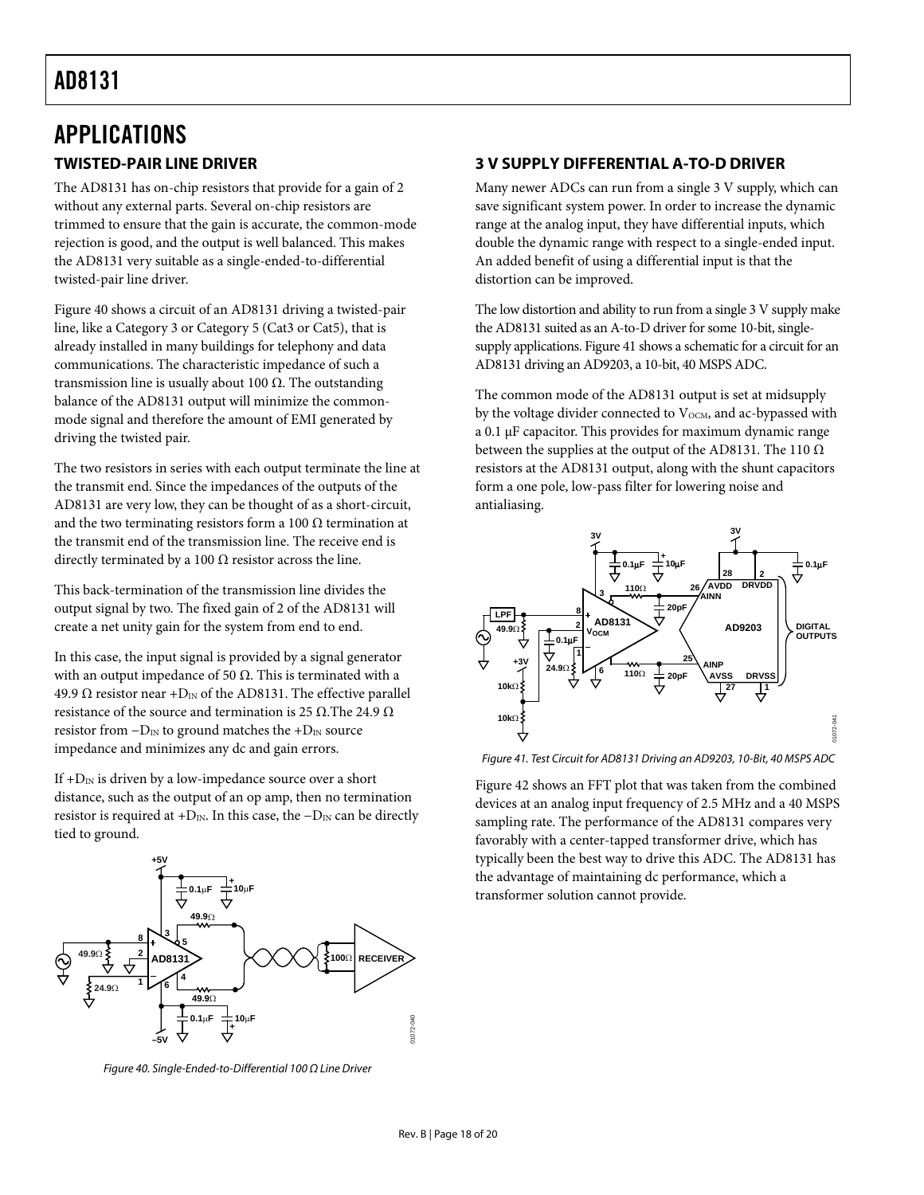## APPLICATIONS

### TWISTED-PAIR LINE DRIVER

The AD8131 has on-chip resistors that provide for a gain of 2 without any external parts. Several on-chip resistors are trimmed to ensure that the gain is accurate, the common-mode rejection is good, and the output is well balanced. This makes the AD8131 very suitable as a single-ended-to-differential twisted-pair line driver.

Figure 40 shows a circuit of an AD8131 driving a twisted-pair line, like a Category 3 or Category 5 (Cat3 or Cat5), that is already installed in many buildings for telephony and data communications. The characteristic impedance of such a transmission line is usually about 100 Ω. The outstanding balance of the AD8131 output will minimize the common-mode signal and therefore the amount of EMI generated by driving the twisted pair.

The two resistors in series with each output terminate the line at the transmit end. Since the impedances of the outputs of the AD8131 are very low, they can be thought of as a short-circuit, and the two terminating resistors form a 100 Ω termination at the transmit end of the transmission line. The receive end is directly terminated by a 100 Ω resistor across the line.

This back-termination of the transmission line divides the output signal by two. The fixed gain of 2 of the AD8131 will create a net unity gain for the system from end to end.

In this case, the input signal is provided by a signal generator with an output impedance of 50 Ω. This is terminated with a 49.9 Ω resistor near $+D_{IN}$ of the AD8131. The effective parallel resistance of the source and termination is 25 Ω.The 24.9 Ω resistor from $-D_{IN}$ to ground matches the $+D_{IN}$ source impedance and minimizes any dc and gain errors.

If $+D_{IN}$ is driven by a low-impedance source over a short distance, such as the output of an op amp, then no termination resistor is required at $+D_{IN}$. In this case, the $-D_{IN}$ can be directly tied to ground.

*Figure 40. Single-Ended-to-Differential 100 Ω Line Driver*

### 3 V SUPPLY DIFFERENTIAL A-TO-D DRIVER

Many newer ADCs can run from a single 3 V supply, which can save significant system power. In order to increase the dynamic range at the analog input, they have differential inputs, which double the dynamic range with respect to a single-ended input. An added benefit of using a differential input is that the distortion can be improved.

The low distortion and ability to run from a single 3 V supply make the AD8131 suited as an A-to-D driver for some 10-bit, single-supply applications. Figure 41 shows a schematic for a circuit for an AD8131 driving an AD9203, a 10-bit, 40 MSPS ADC.

The common mode of the AD8131 output is set at midsupply by the voltage divider connected to $V_{OCM}$, and ac-bypassed with a 0.1 μF capacitor. This provides for maximum dynamic range between the supplies at the output of the AD8131. The 110 Ω resistors at the AD8131 output, along with the shunt capacitors form a one pole, low-pass filter for lowering noise and antialiasing.

*Figure 41. Test Circuit for AD8131 Driving an AD9203, 10-Bit, 40 MSPS ADC*

Figure 42 shows an FFT plot that was taken from the combined devices at an analog input frequency of 2.5 MHz and a 40 MSPS sampling rate. The performance of the AD8131 compares very favorably with a center-tapped transformer drive, which has typically been the best way to drive this ADC. The AD8131 has the advantage of maintaining dc performance, which a transformer solution cannot provide.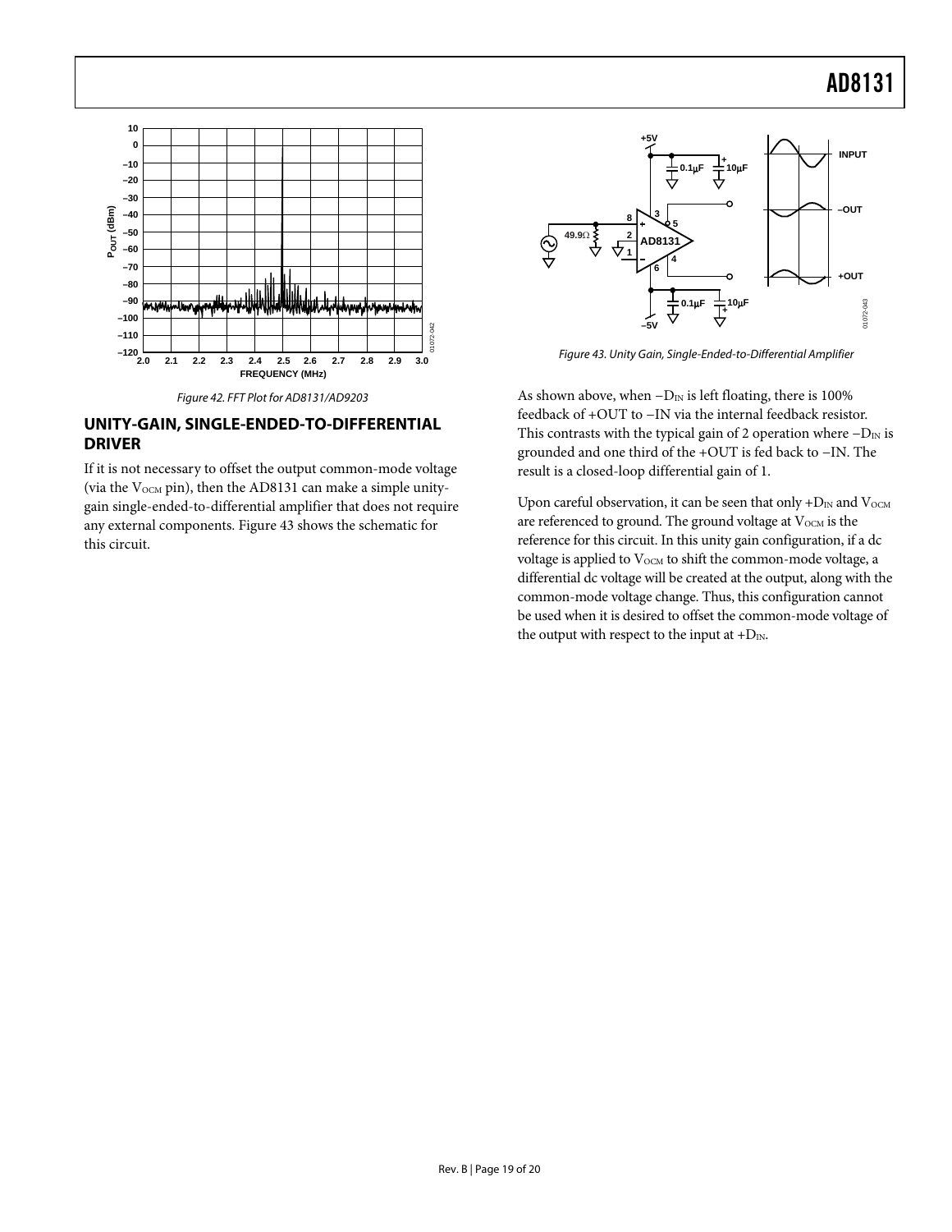Figure 42. FFT Plot for AD8131/AD9203

## UNITY-GAIN, SINGLE-ENDED-TO-DIFFERENTIAL DRIVER

If it is not necessary to offset the output common-mode voltage (via the $V_{OCM}$ pin), then the AD8131 can make a simple unity-gain single-ended-to-differential amplifier that does not require any external components. Figure 43 shows the schematic for this circuit.

Figure 43. Unity Gain, Single-Ended-to-Differential Amplifier

As shown above, when $-D_{IN}$ is left floating, there is 100% feedback of +OUT to −IN via the internal feedback resistor. This contrasts with the typical gain of 2 operation where $-D_{IN}$ is grounded and one third of the +OUT is fed back to −IN. The result is a closed-loop differential gain of 1.

Upon careful observation, it can be seen that only $+D_{IN}$ and $V_{OCM}$ are referenced to ground. The ground voltage at $V_{OCM}$ is the reference for this circuit. In this unity gain configuration, if a dc voltage is applied to $V_{OCM}$ to shift the common-mode voltage, a differential dc voltage will be created at the output, along with the common-mode voltage change. Thus, this configuration cannot be used when it is desired to offset the common-mode voltage of the output with respect to the input at $+D_{IN}$.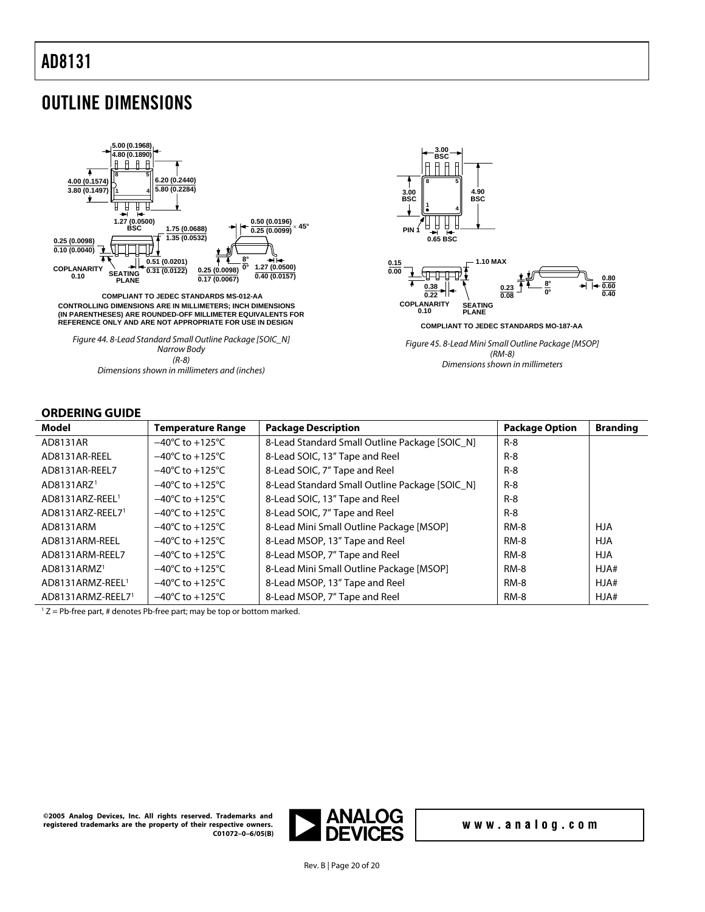# OUTLINE DIMENSIONS

5.00 (0.1968)
4.80 (0.1890)
4.00 (0.1574)
3.80 (0.1497)
6.20 (0.2440)
5.80 (0.2284)
1.27 (0.0500) BSC
1.75 (0.0688)
1.35 (0.0532)
0.50 (0.0196)
0.25 (0.0099) × 45°
0.25 (0.0098)
0.10 (0.0040)
COPLANARITY 0.10
SEATING PLANE
0.51 (0.0201)
0.31 (0.0122)
8°
0°
0.25 (0.0098)
0.17 (0.0067)
1.27 (0.0500)
0.40 (0.0157)

COMPLIANT TO JEDEC STANDARDS MS-012-AA
CONTROLLING DIMENSIONS ARE IN MILLIMETERS; INCH DIMENSIONS (IN PARENTHESES) ARE ROUNDED-OFF MILLIMETER EQUIVALENTS FOR REFERENCE ONLY AND ARE NOT APPROPRIATE FOR USE IN DESIGN

*Figure 44. 8-Lead Standard Small Outline Package [SOIC_N] Narrow Body (R-8) Dimensions shown in millimeters and (inches)*

3.00 BSC
3.00 BSC
4.90 BSC
PIN 1
0.65 BSC
0.15
0.00
1.10 MAX
0.38
0.22
COPLANARITY 0.10
SEATING PLANE
0.23
0.08
8°
0°
0.80
0.60
0.40

COMPLIANT TO JEDEC STANDARDS MO-187-AA

*Figure 45. 8-Lead Mini Small Outline Package [MSOP] (RM-8) Dimensions shown in millimeters*

## ORDERING GUIDE

| Model | Temperature Range | Package Description | Package Option | Branding |
|---|---|---|---|---|
| AD8131AR | −40°C to +125°C | 8-Lead Standard Small Outline Package [SOIC_N] | R-8 | |
| AD8131AR-REEL | −40°C to +125°C | 8-Lead SOIC, 13" Tape and Reel | R-8 | |
| AD8131AR-REEL7 | −40°C to +125°C | 8-Lead SOIC, 7" Tape and Reel | R-8 | |
| AD8131ARZ[1] | −40°C to +125°C | 8-Lead Standard Small Outline Package [SOIC_N] | R-8 | |
| AD8131ARZ-REEL[1] | −40°C to +125°C | 8-Lead SOIC, 13" Tape and Reel | R-8 | |
| AD8131ARZ-REEL7[1] | −40°C to +125°C | 8-Lead SOIC, 7" Tape and Reel | R-8 | |
| AD8131ARM | −40°C to +125°C | 8-Lead Mini Small Outline Package [MSOP] | RM-8 | HJA |
| AD8131ARM-REEL | −40°C to +125°C | 8-Lead MSOP, 13" Tape and Reel | RM-8 | HJA |
| AD8131ARM-REEL7 | −40°C to +125°C | 8-Lead MSOP, 7" Tape and Reel | RM-8 | HJA |
| AD8131ARMZ[1] | −40°C to +125°C | 8-Lead Mini Small Outline Package [MSOP] | RM-8 | HJA# |
| AD8131ARMZ-REEL[1] | −40°C to +125°C | 8-Lead MSOP, 13" Tape and Reel | RM-8 | HJA# |
| AD8131ARMZ-REEL7[1] | −40°C to +125°C | 8-Lead MSOP, 7" Tape and Reel | RM-8 | HJA# |

[1] Z = Pb-free part, # denotes Pb-free part; may be top or bottom marked.

©2005 Analog Devices, Inc. All rights reserved. Trademarks and registered trademarks are the property of their respective owners. C01072–0–6/05(B)